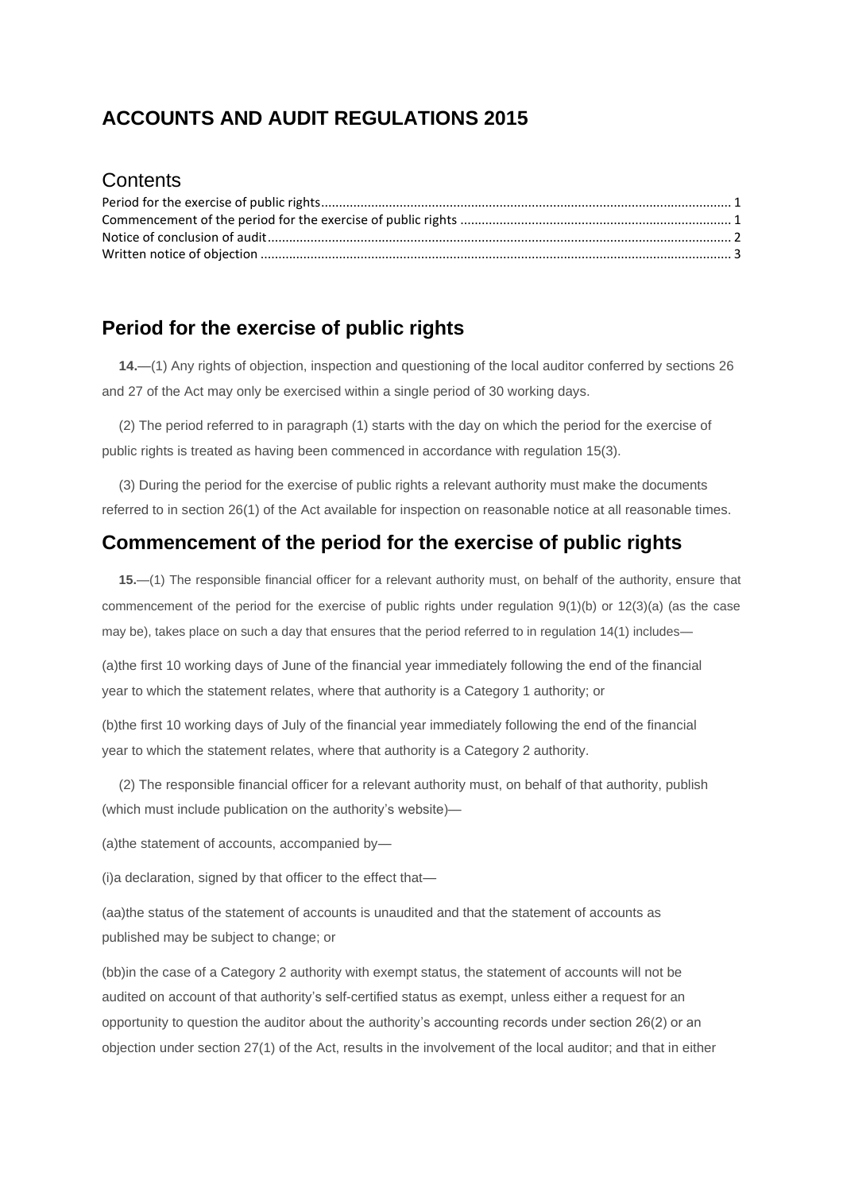# ACCOUNTS AND AUDIT REGULATIONS 2015

## Contents

Period for the exercise of public rights ........................................................................................................ 1
Commencement of the period for the exercise of public rights ................................................................ 1
Notice of conclusion of audit ........................................................................................................................ 2
Written notice of objection ............................................................................................................................ 3

## Period for the exercise of public rights

**14.**—(1) Any rights of objection, inspection and questioning of the local auditor conferred by sections 26 and 27 of the Act may only be exercised within a single period of 30 working days.

(2) The period referred to in paragraph (1) starts with the day on which the period for the exercise of public rights is treated as having been commenced in accordance with regulation 15(3).

(3) During the period for the exercise of public rights a relevant authority must make the documents referred to in section 26(1) of the Act available for inspection on reasonable notice at all reasonable times.

## Commencement of the period for the exercise of public rights

**15.**—(1) The responsible financial officer for a relevant authority must, on behalf of the authority, ensure that commencement of the period for the exercise of public rights under regulation 9(1)(b) or 12(3)(a) (as the case may be), takes place on such a day that ensures that the period referred to in regulation 14(1) includes—

(a)the first 10 working days of June of the financial year immediately following the end of the financial year to which the statement relates, where that authority is a Category 1 authority; or

(b)the first 10 working days of July of the financial year immediately following the end of the financial year to which the statement relates, where that authority is a Category 2 authority.

(2) The responsible financial officer for a relevant authority must, on behalf of that authority, publish (which must include publication on the authority's website)—

(a)the statement of accounts, accompanied by—

(i)a declaration, signed by that officer to the effect that—

(aa)the status of the statement of accounts is unaudited and that the statement of accounts as published may be subject to change; or

(bb)in the case of a Category 2 authority with exempt status, the statement of accounts will not be audited on account of that authority's self-certified status as exempt, unless either a request for an opportunity to question the auditor about the authority's accounting records under section 26(2) or an objection under section 27(1) of the Act, results in the involvement of the local auditor; and that in either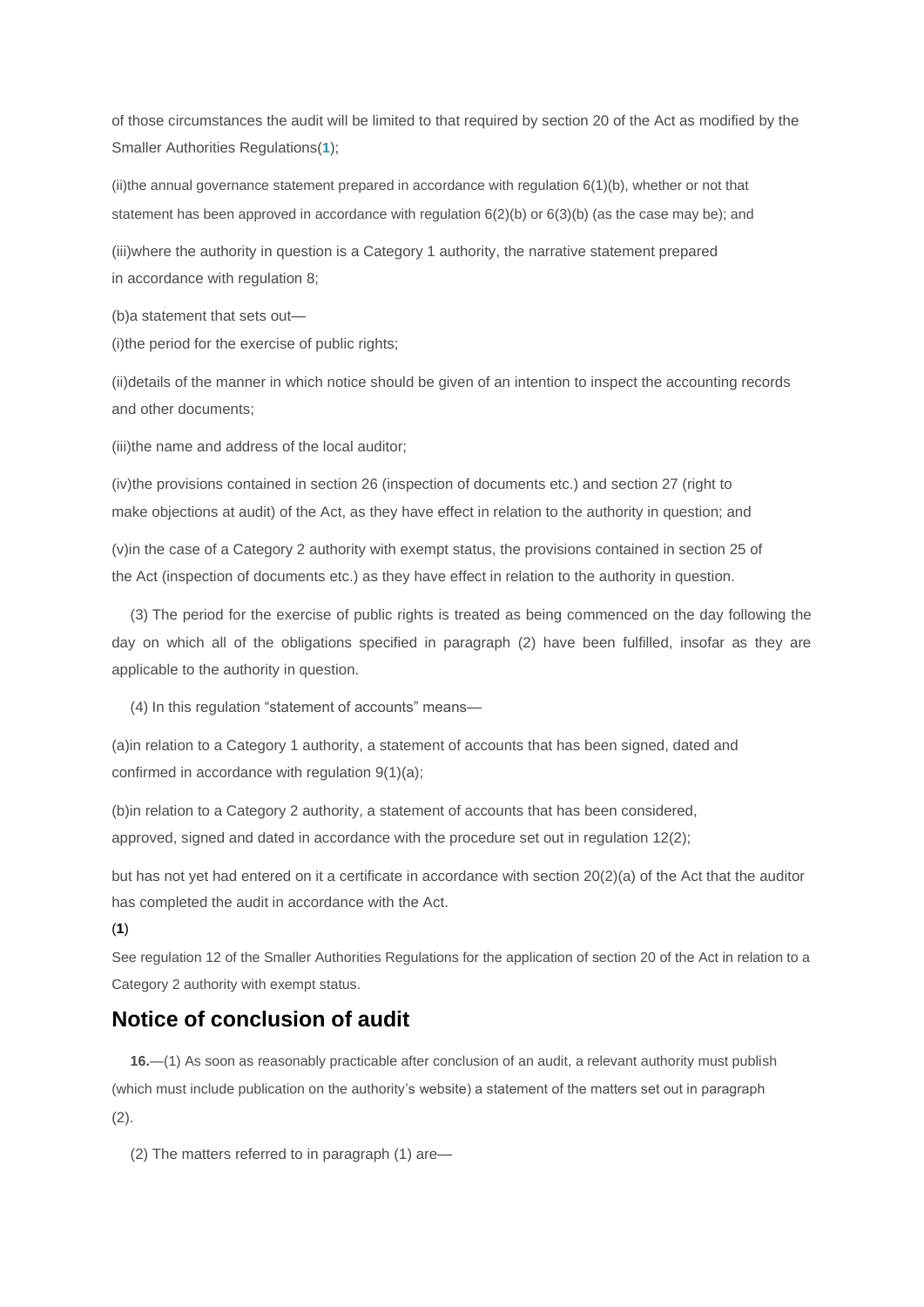of those circumstances the audit will be limited to that required by section 20 of the Act as modified by the Smaller Authorities Regulations([1]);

(ii)the annual governance statement prepared in accordance with regulation 6(1)(b), whether or not that statement has been approved in accordance with regulation 6(2)(b) or 6(3)(b) (as the case may be); and

(iii)where the authority in question is a Category 1 authority, the narrative statement prepared in accordance with regulation 8;

(b)a statement that sets out—

(i)the period for the exercise of public rights;

(ii)details of the manner in which notice should be given of an intention to inspect the accounting records and other documents;

(iii)the name and address of the local auditor;

(iv)the provisions contained in section 26 (inspection of documents etc.) and section 27 (right to make objections at audit) of the Act, as they have effect in relation to the authority in question; and

(v)in the case of a Category 2 authority with exempt status, the provisions contained in section 25 of the Act (inspection of documents etc.) as they have effect in relation to the authority in question.

(3) The period for the exercise of public rights is treated as being commenced on the day following the day on which all of the obligations specified in paragraph (2) have been fulfilled, insofar as they are applicable to the authority in question.

(4) In this regulation "statement of accounts" means—

(a)in relation to a Category 1 authority, a statement of accounts that has been signed, dated and confirmed in accordance with regulation 9(1)(a);

(b)in relation to a Category 2 authority, a statement of accounts that has been considered, approved, signed and dated in accordance with the procedure set out in regulation 12(2);

but has not yet had entered on it a certificate in accordance with section 20(2)(a) of the Act that the auditor has completed the audit in accordance with the Act.

(**1**)

See regulation 12 of the Smaller Authorities Regulations for the application of section 20 of the Act in relation to a Category 2 authority with exempt status.

## Notice of conclusion of audit

**16.**—(1) As soon as reasonably practicable after conclusion of an audit, a relevant authority must publish (which must include publication on the authority's website) a statement of the matters set out in paragraph (2).

(2) The matters referred to in paragraph (1) are—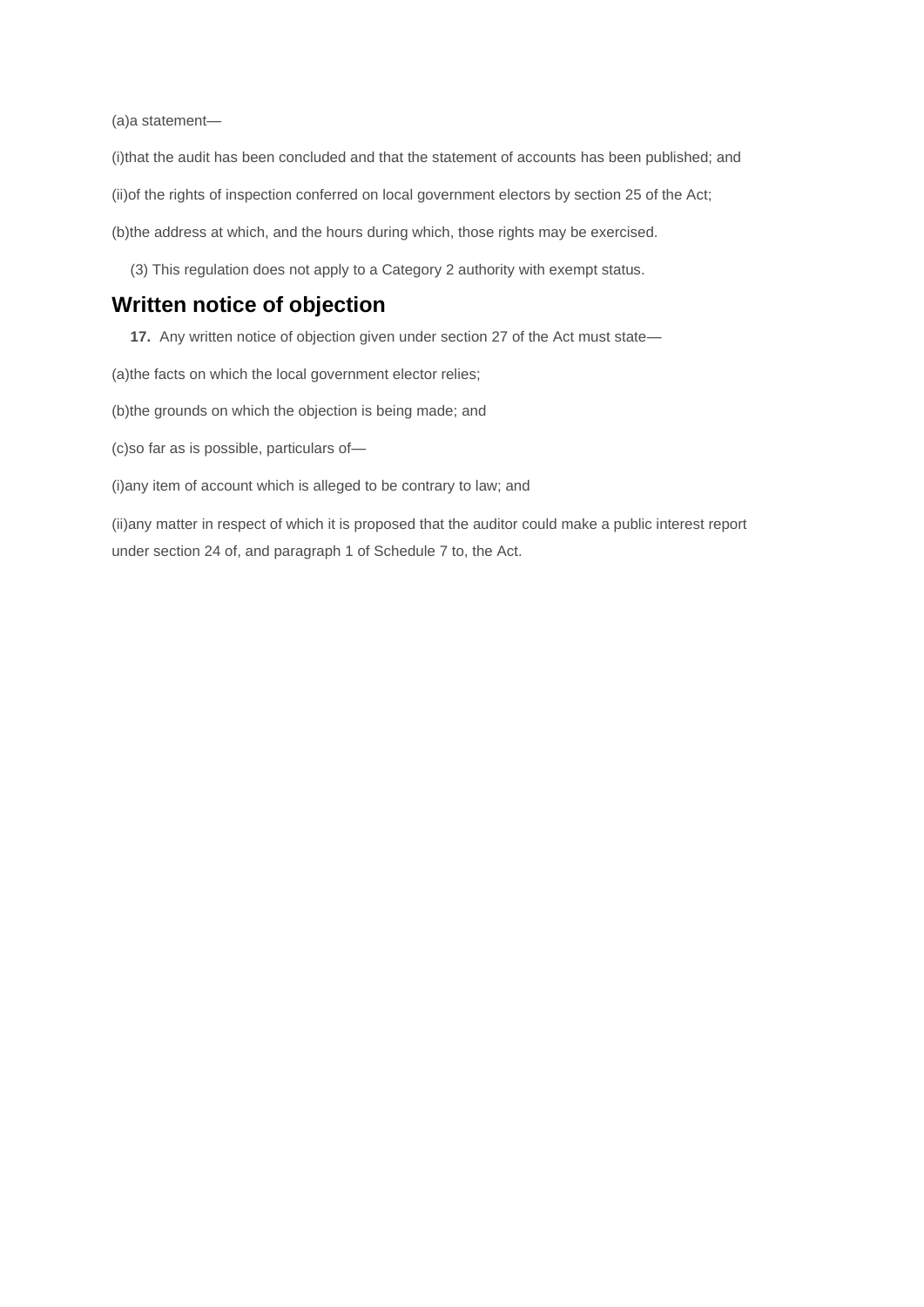(a)a statement—

(i)that the audit has been concluded and that the statement of accounts has been published; and

(ii)of the rights of inspection conferred on local government electors by section 25 of the Act;

(b)the address at which, and the hours during which, those rights may be exercised.

(3) This regulation does not apply to a Category 2 authority with exempt status.

## Written notice of objection

**17.** Any written notice of objection given under section 27 of the Act must state—

(a)the facts on which the local government elector relies;

(b)the grounds on which the objection is being made; and

(c)so far as is possible, particulars of—

(i)any item of account which is alleged to be contrary to law; and

(ii)any matter in respect of which it is proposed that the auditor could make a public interest report under section 24 of, and paragraph 1 of Schedule 7 to, the Act.